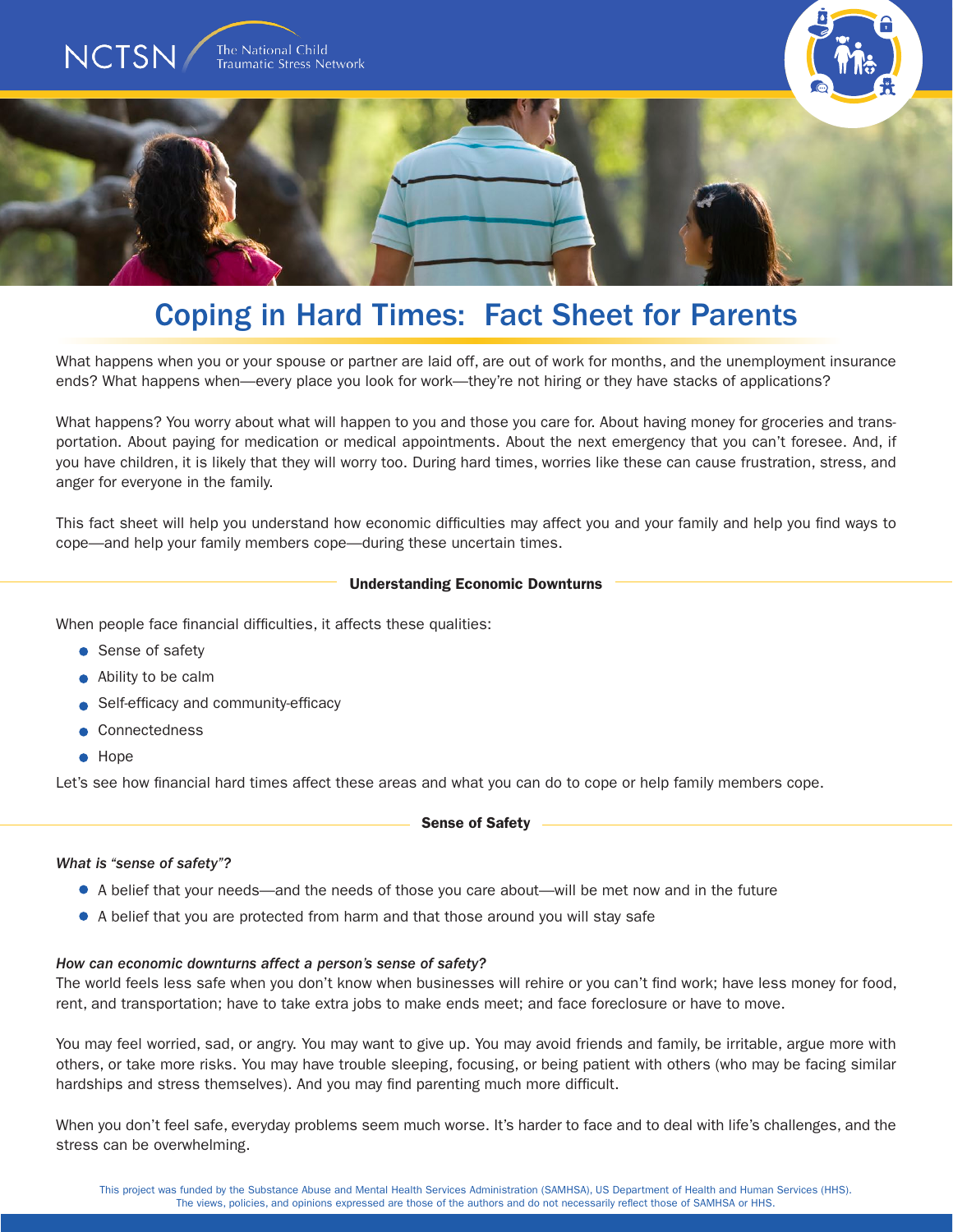NCTSN The National Child Traumatic Stress Network

# Coping in Hard Times: Fact Sheet for Parents

What happens when you or your spouse or partner are laid off, are out of work for months, and the unemployment insurance ends? What happens when—every place you look for work—they're not hiring or they have stacks of applications?

What happens? You worry about what will happen to you and those you care for. About having money for groceries and transportation. About paying for medication or medical appointments. About the next emergency that you can't foresee. And, if you have children, it is likely that they will worry too. During hard times, worries like these can cause frustration, stress, and anger for everyone in the family.

This fact sheet will help you understand how economic difficulties may affect you and your family and help you find ways to cope—and help your family members cope—during these uncertain times.

## Understanding Economic Downturns

When people face financial difficulties, it affects these qualities:

- Sense of safety
- Ability to be calm
- Self-efficacy and community-efficacy
- Connectedness
- Hope

Let's see how financial hard times affect these areas and what you can do to cope or help family members cope.

## Sense of Safety

***What is "sense of safety"?***

- A belief that your needs—and the needs of those you care about—will be met now and in the future
- A belief that you are protected from harm and that those around you will stay safe

***How can economic downturns affect a person's sense of safety?***

The world feels less safe when you don't know when businesses will rehire or you can't find work; have less money for food, rent, and transportation; have to take extra jobs to make ends meet; and face foreclosure or have to move.

You may feel worried, sad, or angry. You may want to give up. You may avoid friends and family, be irritable, argue more with others, or take more risks. You may have trouble sleeping, focusing, or being patient with others (who may be facing similar hardships and stress themselves). And you may find parenting much more difficult.

When you don't feel safe, everyday problems seem much worse. It's harder to face and to deal with life's challenges, and the stress can be overwhelming.

This project was funded by the Substance Abuse and Mental Health Services Administration (SAMHSA), US Department of Health and Human Services (HHS). The views, policies, and opinions expressed are those of the authors and do not necessarily reflect those of SAMHSA or HHS.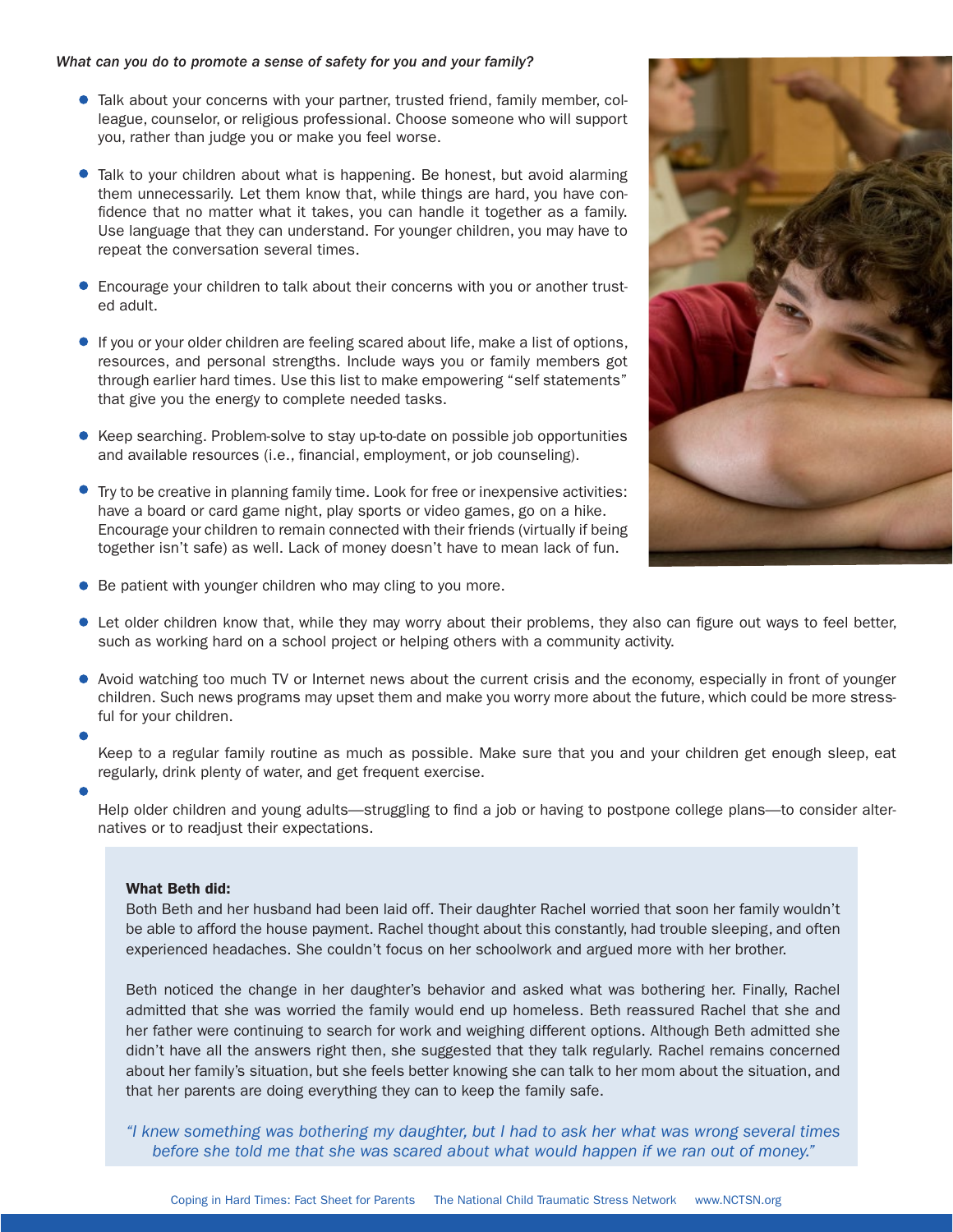*What can you do to promote a sense of safety for you and your family?*

- Talk about your concerns with your partner, trusted friend, family member, colleague, counselor, or religious professional. Choose someone who will support you, rather than judge you or make you feel worse.
- Talk to your children about what is happening. Be honest, but avoid alarming them unnecessarily. Let them know that, while things are hard, you have confidence that no matter what it takes, you can handle it together as a family. Use language that they can understand. For younger children, you may have to repeat the conversation several times.
- Encourage your children to talk about their concerns with you or another trusted adult.
- If you or your older children are feeling scared about life, make a list of options, resources, and personal strengths. Include ways you or family members got through earlier hard times. Use this list to make empowering "self statements" that give you the energy to complete needed tasks.
- Keep searching. Problem-solve to stay up-to-date on possible job opportunities and available resources (i.e., financial, employment, or job counseling).
- Try to be creative in planning family time. Look for free or inexpensive activities: have a board or card game night, play sports or video games, go on a hike. Encourage your children to remain connected with their friends (virtually if being together isn't safe) as well. Lack of money doesn't have to mean lack of fun.
- Be patient with younger children who may cling to you more.
- Let older children know that, while they may worry about their problems, they also can figure out ways to feel better, such as working hard on a school project or helping others with a community activity.
- Avoid watching too much TV or Internet news about the current crisis and the economy, especially in front of younger children. Such news programs may upset them and make you worry more about the future, which could be more stressful for your children.
- Keep to a regular family routine as much as possible. Make sure that you and your children get enough sleep, eat regularly, drink plenty of water, and get frequent exercise.
- Help older children and young adults—struggling to find a job or having to postpone college plans—to consider alternatives or to readjust their expectations.

**What Beth did:**

Both Beth and her husband had been laid off. Their daughter Rachel worried that soon her family wouldn't be able to afford the house payment. Rachel thought about this constantly, had trouble sleeping, and often experienced headaches. She couldn't focus on her schoolwork and argued more with her brother.

Beth noticed the change in her daughter's behavior and asked what was bothering her. Finally, Rachel admitted that she was worried the family would end up homeless. Beth reassured Rachel that she and her father were continuing to search for work and weighing different options. Although Beth admitted she didn't have all the answers right then, she suggested that they talk regularly. Rachel remains concerned about her family's situation, but she feels better knowing she can talk to her mom about the situation, and that her parents are doing everything they can to keep the family safe.

*"I knew something was bothering my daughter, but I had to ask her what was wrong several times before she told me that she was scared about what would happen if we ran out of money."*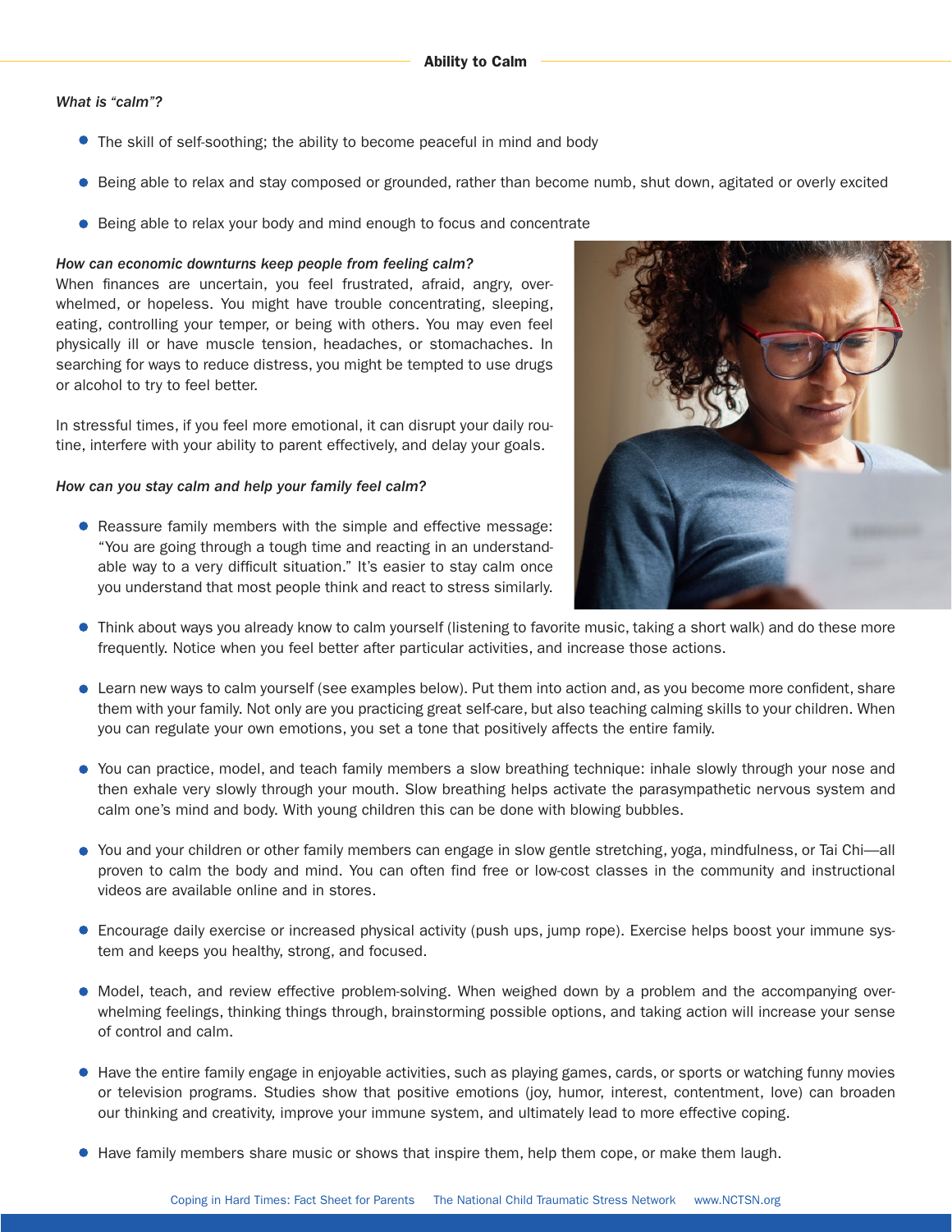## Ability to Calm

*What is "calm"?*

- The skill of self-soothing; the ability to become peaceful in mind and body
- Being able to relax and stay composed or grounded, rather than become numb, shut down, agitated or overly excited
- Being able to relax your body and mind enough to focus and concentrate

*How can economic downturns keep people from feeling calm?*

When finances are uncertain, you feel frustrated, afraid, angry, overwhelmed, or hopeless. You might have trouble concentrating, sleeping, eating, controlling your temper, or being with others. You may even feel physically ill or have muscle tension, headaches, or stomachaches. In searching for ways to reduce distress, you might be tempted to use drugs or alcohol to try to feel better.

In stressful times, if you feel more emotional, it can disrupt your daily routine, interfere with your ability to parent effectively, and delay your goals.

*How can you stay calm and help your family feel calm?*

- Reassure family members with the simple and effective message: "You are going through a tough time and reacting in an understandable way to a very difficult situation." It's easier to stay calm once you understand that most people think and react to stress similarly.
- Think about ways you already know to calm yourself (listening to favorite music, taking a short walk) and do these more frequently. Notice when you feel better after particular activities, and increase those actions.
- Learn new ways to calm yourself (see examples below). Put them into action and, as you become more confident, share them with your family. Not only are you practicing great self-care, but also teaching calming skills to your children. When you can regulate your own emotions, you set a tone that positively affects the entire family.
- You can practice, model, and teach family members a slow breathing technique: inhale slowly through your nose and then exhale very slowly through your mouth. Slow breathing helps activate the parasympathetic nervous system and calm one's mind and body. With young children this can be done with blowing bubbles.
- You and your children or other family members can engage in slow gentle stretching, yoga, mindfulness, or Tai Chi—all proven to calm the body and mind. You can often find free or low-cost classes in the community and instructional videos are available online and in stores.
- Encourage daily exercise or increased physical activity (push ups, jump rope). Exercise helps boost your immune system and keeps you healthy, strong, and focused.
- Model, teach, and review effective problem-solving. When weighed down by a problem and the accompanying overwhelming feelings, thinking things through, brainstorming possible options, and taking action will increase your sense of control and calm.
- Have the entire family engage in enjoyable activities, such as playing games, cards, or sports or watching funny movies or television programs. Studies show that positive emotions (joy, humor, interest, contentment, love) can broaden our thinking and creativity, improve your immune system, and ultimately lead to more effective coping.
- Have family members share music or shows that inspire them, help them cope, or make them laugh.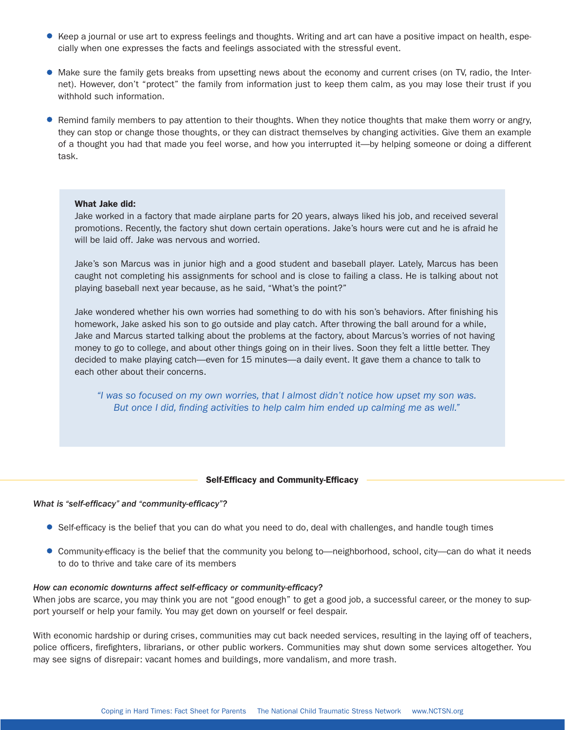- Keep a journal or use art to express feelings and thoughts. Writing and art can have a positive impact on health, especially when one expresses the facts and feelings associated with the stressful event.
- Make sure the family gets breaks from upsetting news about the economy and current crises (on TV, radio, the Internet). However, don't "protect" the family from information just to keep them calm, as you may lose their trust if you withhold such information.
- Remind family members to pay attention to their thoughts. When they notice thoughts that make them worry or angry, they can stop or change those thoughts, or they can distract themselves by changing activities. Give them an example of a thought you had that made you feel worse, and how you interrupted it—by helping someone or doing a different task.

**What Jake did:**

Jake worked in a factory that made airplane parts for 20 years, always liked his job, and received several promotions. Recently, the factory shut down certain operations. Jake's hours were cut and he is afraid he will be laid off. Jake was nervous and worried.

Jake's son Marcus was in junior high and a good student and baseball player. Lately, Marcus has been caught not completing his assignments for school and is close to failing a class. He is talking about not playing baseball next year because, as he said, "What's the point?"

Jake wondered whether his own worries had something to do with his son's behaviors. After finishing his homework, Jake asked his son to go outside and play catch. After throwing the ball around for a while, Jake and Marcus started talking about the problems at the factory, about Marcus's worries of not having money to go to college, and about other things going on in their lives. Soon they felt a little better. They decided to make playing catch—even for 15 minutes—a daily event. It gave them a chance to talk to each other about their concerns.

*"I was so focused on my own worries, that I almost didn't notice how upset my son was. But once I did, finding activities to help calm him ended up calming me as well."*

## Self-Efficacy and Community-Efficacy

***What is "self-efficacy" and "community-efficacy"?***

- Self-efficacy is the belief that you can do what you need to do, deal with challenges, and handle tough times
- Community-efficacy is the belief that the community you belong to—neighborhood, school, city—can do what it needs to do to thrive and take care of its members

***How can economic downturns affect self-efficacy or community-efficacy?***

When jobs are scarce, you may think you are not "good enough" to get a good job, a successful career, or the money to support yourself or help your family. You may get down on yourself or feel despair.

With economic hardship or during crises, communities may cut back needed services, resulting in the laying off of teachers, police officers, firefighters, librarians, or other public workers. Communities may shut down some services altogether. You may see signs of disrepair: vacant homes and buildings, more vandalism, and more trash.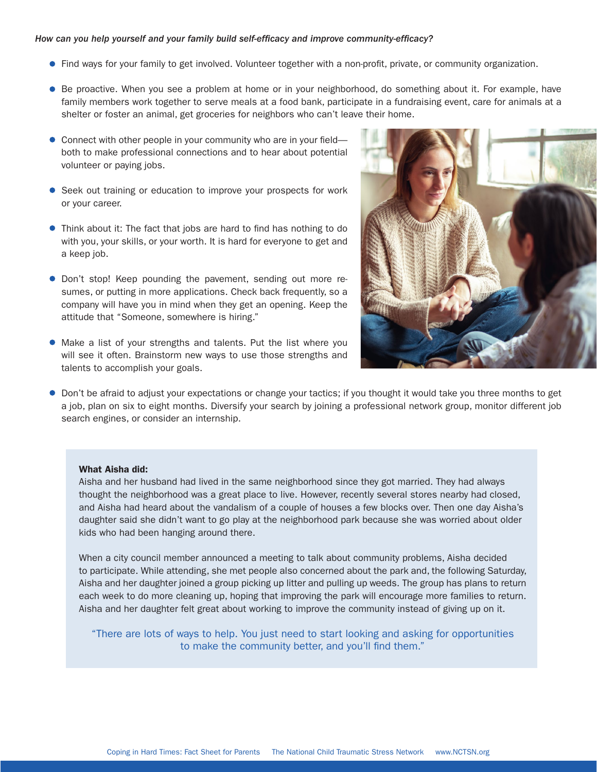*How can you help yourself and your family build self-efficacy and improve community-efficacy?*

- Find ways for your family to get involved. Volunteer together with a non-profit, private, or community organization.
- Be proactive. When you see a problem at home or in your neighborhood, do something about it. For example, have family members work together to serve meals at a food bank, participate in a fundraising event, care for animals at a shelter or foster an animal, get groceries for neighbors who can't leave their home.
- Connect with other people in your community who are in your field—both to make professional connections and to hear about potential volunteer or paying jobs.
- Seek out training or education to improve your prospects for work or your career.
- Think about it: The fact that jobs are hard to find has nothing to do with you, your skills, or your worth. It is hard for everyone to get and a keep job.
- Don't stop! Keep pounding the pavement, sending out more resumes, or putting in more applications. Check back frequently, so a company will have you in mind when they get an opening. Keep the attitude that "Someone, somewhere is hiring."
- Make a list of your strengths and talents. Put the list where you will see it often. Brainstorm new ways to use those strengths and talents to accomplish your goals.
- Don't be afraid to adjust your expectations or change your tactics; if you thought it would take you three months to get a job, plan on six to eight months. Diversify your search by joining a professional network group, monitor different job search engines, or consider an internship.

**What Aisha did:**

Aisha and her husband had lived in the same neighborhood since they got married. They had always thought the neighborhood was a great place to live. However, recently several stores nearby had closed, and Aisha had heard about the vandalism of a couple of houses a few blocks over. Then one day Aisha's daughter said she didn't want to go play at the neighborhood park because she was worried about older kids who had been hanging around there.

When a city council member announced a meeting to talk about community problems, Aisha decided to participate. While attending, she met people also concerned about the park and, the following Saturday, Aisha and her daughter joined a group picking up litter and pulling up weeds. The group has plans to return each week to do more cleaning up, hoping that improving the park will encourage more families to return. Aisha and her daughter felt great about working to improve the community instead of giving up on it.

"There are lots of ways to help. You just need to start looking and asking for opportunities to make the community better, and you'll find them."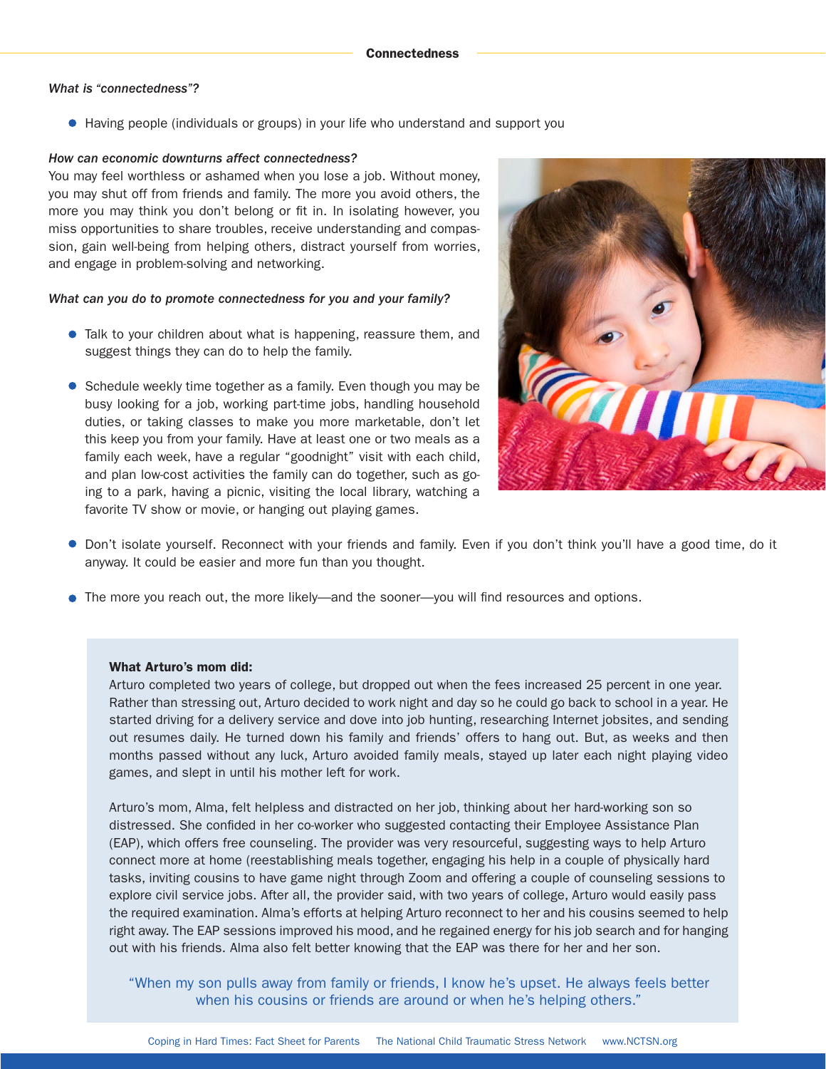## Connectedness

*What is "connectedness"?*

- Having people (individuals or groups) in your life who understand and support you

***How can economic downturns affect connectedness?***

You may feel worthless or ashamed when you lose a job. Without money, you may shut off from friends and family. The more you avoid others, the more you may think you don't belong or fit in. In isolating however, you miss opportunities to share troubles, receive understanding and compassion, gain well-being from helping others, distract yourself from worries, and engage in problem-solving and networking.

***What can you do to promote connectedness for you and your family?***

- Talk to your children about what is happening, reassure them, and suggest things they can do to help the family.
- Schedule weekly time together as a family. Even though you may be busy looking for a job, working part-time jobs, handling household duties, or taking classes to make you more marketable, don't let this keep you from your family. Have at least one or two meals as a family each week, have a regular "goodnight" visit with each child, and plan low-cost activities the family can do together, such as going to a park, having a picnic, visiting the local library, watching a favorite TV show or movie, or hanging out playing games.
- Don't isolate yourself. Reconnect with your friends and family. Even if you don't think you'll have a good time, do it anyway. It could be easier and more fun than you thought.
- The more you reach out, the more likely—and the sooner—you will find resources and options.

**What Arturo's mom did:**

Arturo completed two years of college, but dropped out when the fees increased 25 percent in one year. Rather than stressing out, Arturo decided to work night and day so he could go back to school in a year. He started driving for a delivery service and dove into job hunting, researching Internet jobsites, and sending out resumes daily. He turned down his family and friends' offers to hang out. But, as weeks and then months passed without any luck, Arturo avoided family meals, stayed up later each night playing video games, and slept in until his mother left for work.

Arturo's mom, Alma, felt helpless and distracted on her job, thinking about her hard-working son so distressed. She confided in her co-worker who suggested contacting their Employee Assistance Plan (EAP), which offers free counseling. The provider was very resourceful, suggesting ways to help Arturo connect more at home (reestablishing meals together, engaging his help in a couple of physically hard tasks, inviting cousins to have game night through Zoom and offering a couple of counseling sessions to explore civil service jobs. After all, the provider said, with two years of college, Arturo would easily pass the required examination. Alma's efforts at helping Arturo reconnect to her and his cousins seemed to help right away. The EAP sessions improved his mood, and he regained energy for his job search and for hanging out with his friends. Alma also felt better knowing that the EAP was there for her and her son.

"When my son pulls away from family or friends, I know he's upset. He always feels better when his cousins or friends are around or when he's helping others."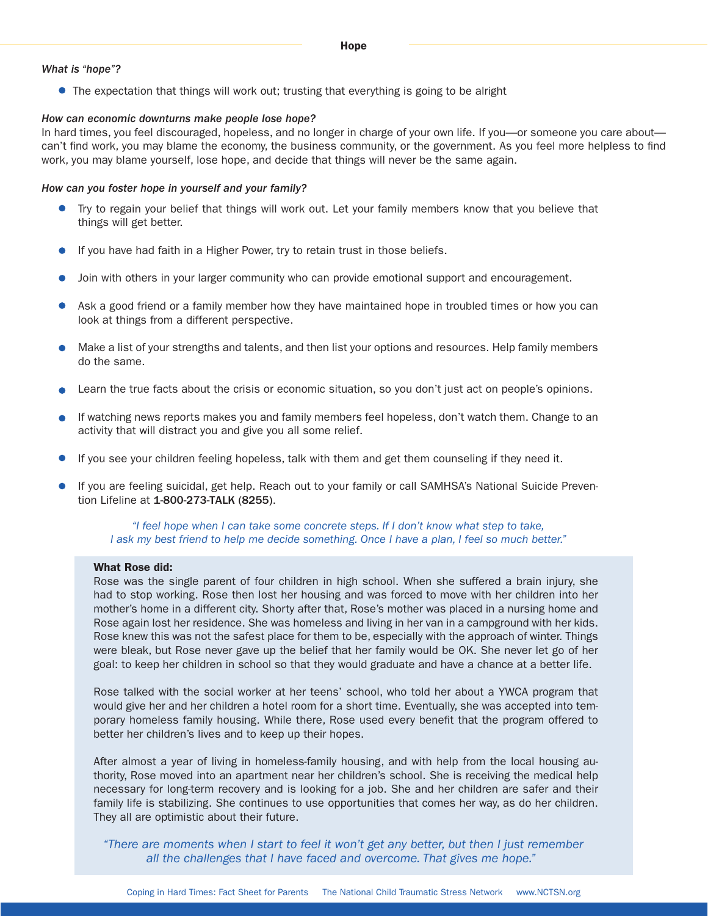## Hope

*What is "hope"?*

- The expectation that things will work out; trusting that everything is going to be alright

***How can economic downturns make people lose hope?***

In hard times, you feel discouraged, hopeless, and no longer in charge of your own life. If you—or someone you care about—can't find work, you may blame the economy, the business community, or the government. As you feel more helpless to find work, you may blame yourself, lose hope, and decide that things will never be the same again.

***How can you foster hope in yourself and your family?***

- Try to regain your belief that things will work out. Let your family members know that you believe that things will get better.
- If you have had faith in a Higher Power, try to retain trust in those beliefs.
- Join with others in your larger community who can provide emotional support and encouragement.
- Ask a good friend or a family member how they have maintained hope in troubled times or how you can look at things from a different perspective.
- Make a list of your strengths and talents, and then list your options and resources. Help family members do the same.
- Learn the true facts about the crisis or economic situation, so you don't just act on people's opinions.
- If watching news reports makes you and family members feel hopeless, don't watch them. Change to an activity that will distract you and give you all some relief.
- If you see your children feeling hopeless, talk with them and get them counseling if they need it.
- If you are feeling suicidal, get help. Reach out to your family or call SAMHSA's National Suicide Prevention Lifeline at **1-800-273-TALK (8255)**.

*"I feel hope when I can take some concrete steps. If I don't know what step to take, I ask my best friend to help me decide something. Once I have a plan, I feel so much better."*

**What Rose did:**

Rose was the single parent of four children in high school. When she suffered a brain injury, she had to stop working. Rose then lost her housing and was forced to move with her children into her mother's home in a different city. Shorty after that, Rose's mother was placed in a nursing home and Rose again lost her residence. She was homeless and living in her van in a campground with her kids. Rose knew this was not the safest place for them to be, especially with the approach of winter. Things were bleak, but Rose never gave up the belief that her family would be OK. She never let go of her goal: to keep her children in school so that they would graduate and have a chance at a better life.

Rose talked with the social worker at her teens' school, who told her about a YWCA program that would give her and her children a hotel room for a short time. Eventually, she was accepted into temporary homeless family housing. While there, Rose used every benefit that the program offered to better her children's lives and to keep up their hopes.

After almost a year of living in homeless-family housing, and with help from the local housing authority, Rose moved into an apartment near her children's school. She is receiving the medical help necessary for long-term recovery and is looking for a job. She and her children are safer and their family life is stabilizing. She continues to use opportunities that comes her way, as do her children. They all are optimistic about their future.

*"There are moments when I start to feel it won't get any better, but then I just remember all the challenges that I have faced and overcome. That gives me hope."*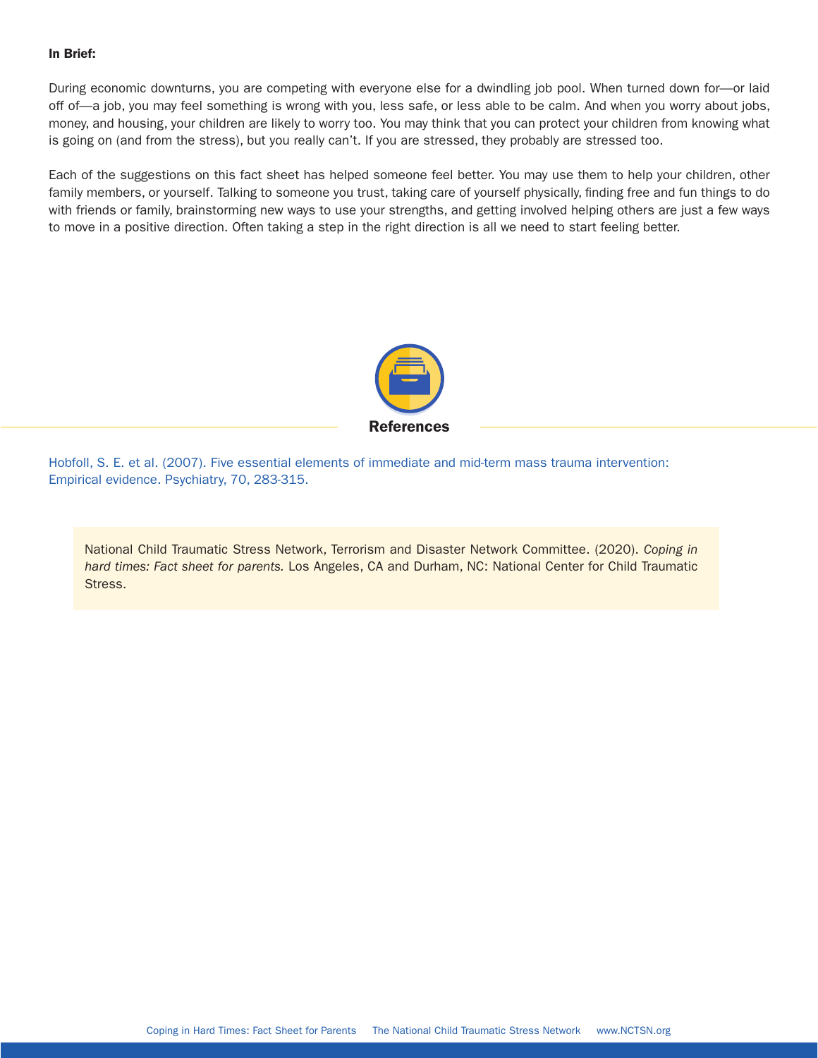**In Brief:**

During economic downturns, you are competing with everyone else for a dwindling job pool. When turned down for—or laid off of—a job, you may feel something is wrong with you, less safe, or less able to be calm. And when you worry about jobs, money, and housing, your children are likely to worry too. You may think that you can protect your children from knowing what is going on (and from the stress), but you really can't. If you are stressed, they probably are stressed too.

Each of the suggestions on this fact sheet has helped someone feel better. You may use them to help your children, other family members, or yourself. Talking to someone you trust, taking care of yourself physically, finding free and fun things to do with friends or family, brainstorming new ways to use your strengths, and getting involved helping others are just a few ways to move in a positive direction. Often taking a step in the right direction is all we need to start feeling better.

## References

Hobfoll, S. E. et al. (2007). Five essential elements of immediate and mid-term mass trauma intervention: Empirical evidence. Psychiatry, 70, 283-315.

National Child Traumatic Stress Network, Terrorism and Disaster Network Committee. (2020). *Coping in hard times: Fact sheet for parents.* Los Angeles, CA and Durham, NC: National Center for Child Traumatic Stress.